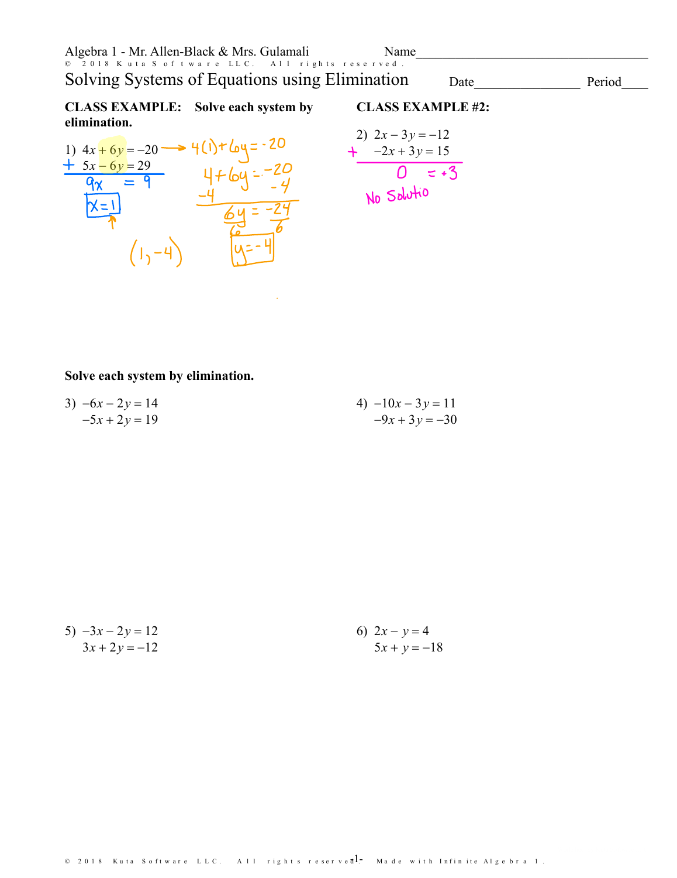Algebra 1 - Mr. Allen-Black & Mrs. Gulamali

Name________________________________

# Solving Systems of Equations using Elimination

Date________________ Period____

**CLASS EXAMPLE: Solve each system by elimination.**

1) $4x + 6y = -20$
   $5x - 6y = 29$

$+$
$9x = 9$
$x = 1$

$4(1) + 6y = -20$
$4 + 6y = -20$
$-4 \quad\quad -4$
$6y = -24$
$y = -4$

$(1, -4)$

**CLASS EXAMPLE #2:**

2) $2x - 3y = -12$
   $-2x + 3y = 15$

$+$
$0 = +3$

No Solutio

**Solve each system by elimination.**

3) $-6x - 2y = 14$
   $-5x + 2y = 19$

4) $-10x - 3y = 11$
   $-9x + 3y = -30$

5) $-3x - 2y = 12$
   $3x + 2y = -12$

6) $2x - y = 4$
   $5x + y = -18$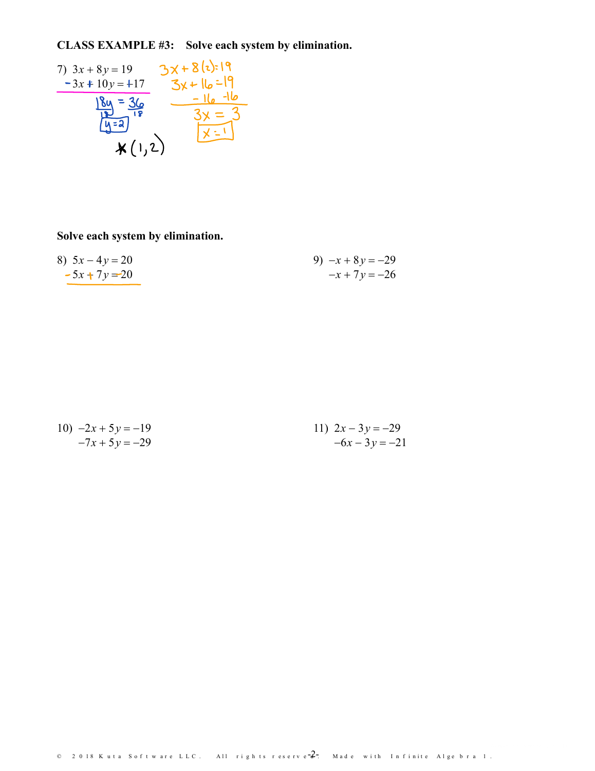**CLASS EXAMPLE #3: Solve each system by elimination.**

7) $3x + 8y = 19$
$-3x + 10y = +17$

$18y = 36$

$y = 2$

$3x + 8(2) = 19$
$3x + 16 = 19$
$-16 \quad -16$
$3x = 3$
$x = 1$

$(1, 2)$

**Solve each system by elimination.**

8) $5x - 4y = 20$
$-5x + 7y = -20$

9) $-x + 8y = -29$
$-x + 7y = -26$

10) $-2x + 5y = -19$
$-7x + 5y = -29$

11) $2x - 3y = -29$
$-6x - 3y = -21$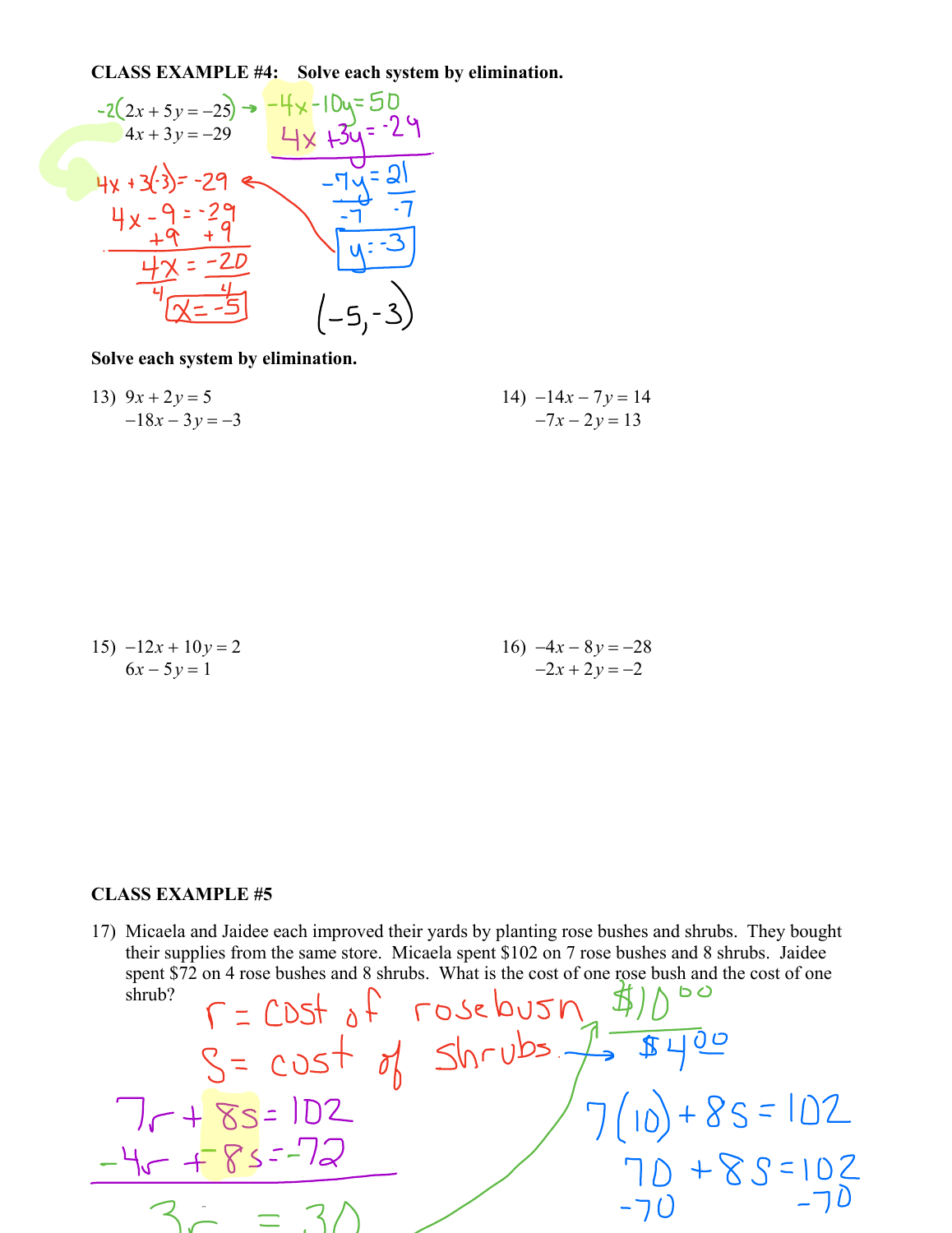**CLASS EXAMPLE #4:** **Solve each system by elimination.**

$-2(2x + 5y = -25) \rightarrow -4x - 10y = 50$

$4x + 3y = -29$ $\quad$ $4x + 3y = -29$

$-7y = 21$

$\frac{-7y}{-7} = \frac{21}{-7}$

$y = -3$

$4x + 3(-3) = -29$

$4x - 9 = -29$

$+9 \quad +9$

$4x = -20$

$\frac{4x}{4} = \frac{-20}{4}$

$x = -5$

$(-5, -3)$

**Solve each system by elimination.**

13) $9x + 2y = 5$
$-18x - 3y = -3$

14) $-14x - 7y = 14$
$-7x - 2y = 13$

15) $-12x + 10y = 2$
$6x - 5y = 1$

16) $-4x - 8y = -28$
$-2x + 2y = -2$

**CLASS EXAMPLE #5**

17) Micaela and Jaidee each improved their yards by planting rose bushes and shrubs. They bought their supplies from the same store. Micaela spent \$102 on 7 rose bushes and 8 shrubs. Jaidee spent \$72 on 4 rose bushes and 8 shrubs. What is the cost of one rose bush and the cost of one shrub?

r = cost of rosebush $\rightarrow$ \$10.00

s = cost of shrubs $\rightarrow$ \$4.00

$7r + 8s = 102$

$-4r + -8s = -72$

$3r = 30$

$7(10) + 8s = 102$

$70 + 8s = 102$

$-70 \quad -70$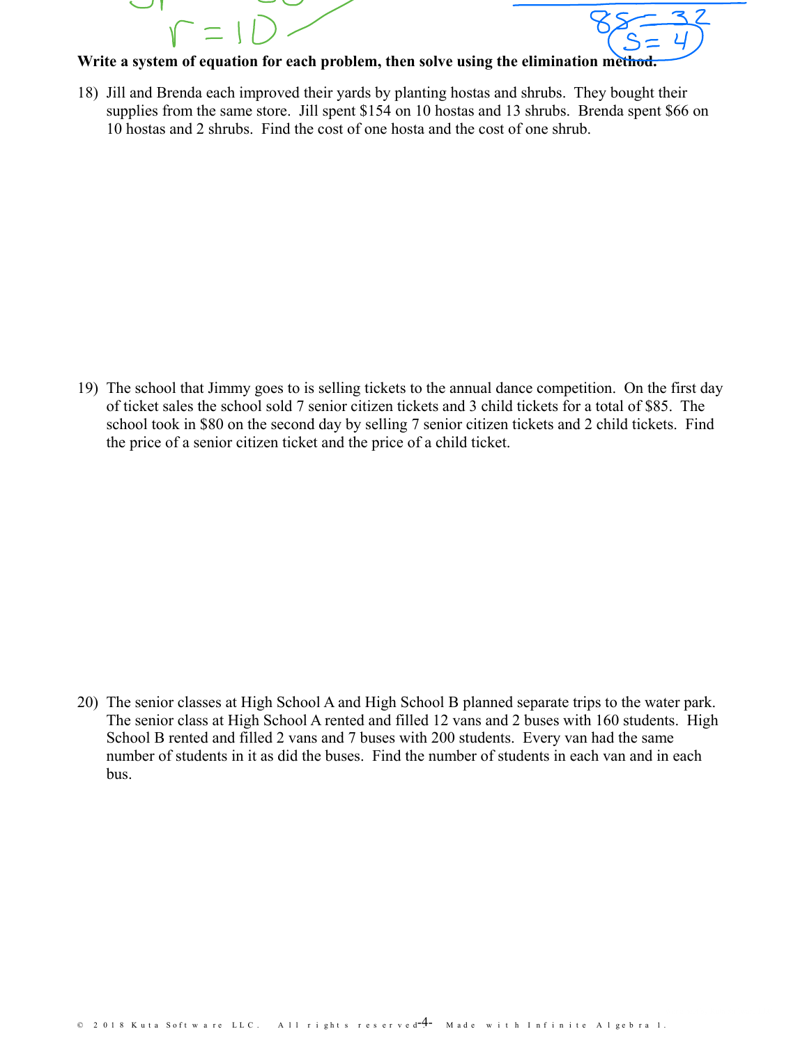$r = 10$

$8s = 32$

$s = 4$

**Write a system of equation for each problem, then solve using the elimination method.**

18) Jill and Brenda each improved their yards by planting hostas and shrubs. They bought their supplies from the same store. Jill spent $154 on 10 hostas and 13 shrubs. Brenda spent $66 on 10 hostas and 2 shrubs. Find the cost of one hosta and the cost of one shrub.

19) The school that Jimmy goes to is selling tickets to the annual dance competition. On the first day of ticket sales the school sold 7 senior citizen tickets and 3 child tickets for a total of $85. The school took in $80 on the second day by selling 7 senior citizen tickets and 2 child tickets. Find the price of a senior citizen ticket and the price of a child ticket.

20) The senior classes at High School A and High School B planned separate trips to the water park. The senior class at High School A rented and filled 12 vans and 2 buses with 160 students. High School B rented and filled 2 vans and 7 buses with 200 students. Every van had the same number of students in it as did the buses. Find the number of students in each van and in each bus.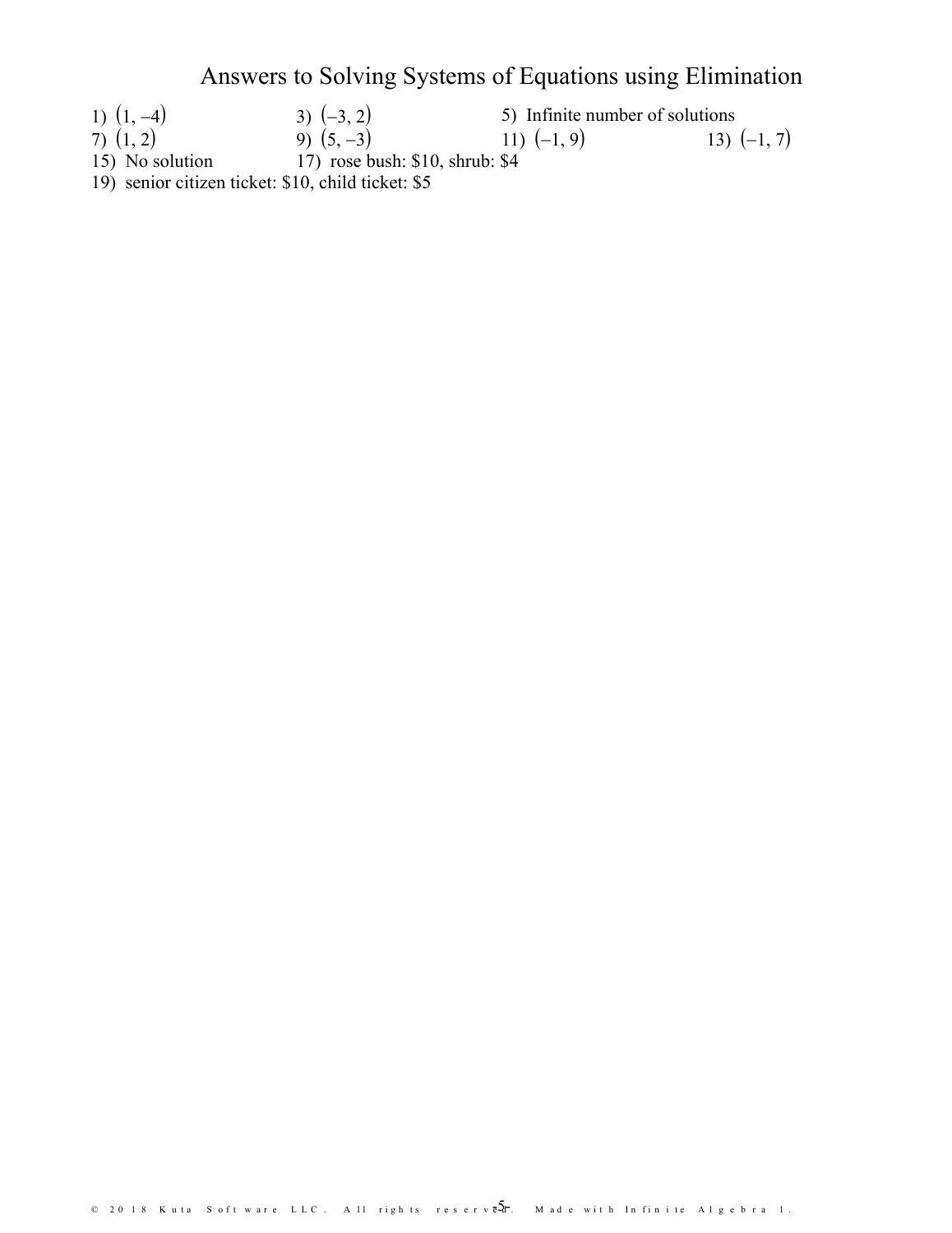# Answers to Solving Systems of Equations using Elimination

1) $(1, -4)$
3) $(-3, 2)$
5) Infinite number of solutions
7) $(1, 2)$
9) $(5, -3)$
11) $(-1, 9)$
13) $(-1, 7)$
15) No solution
17) rose bush: $10, shrub: $4
19) senior citizen ticket: $10, child ticket: $5